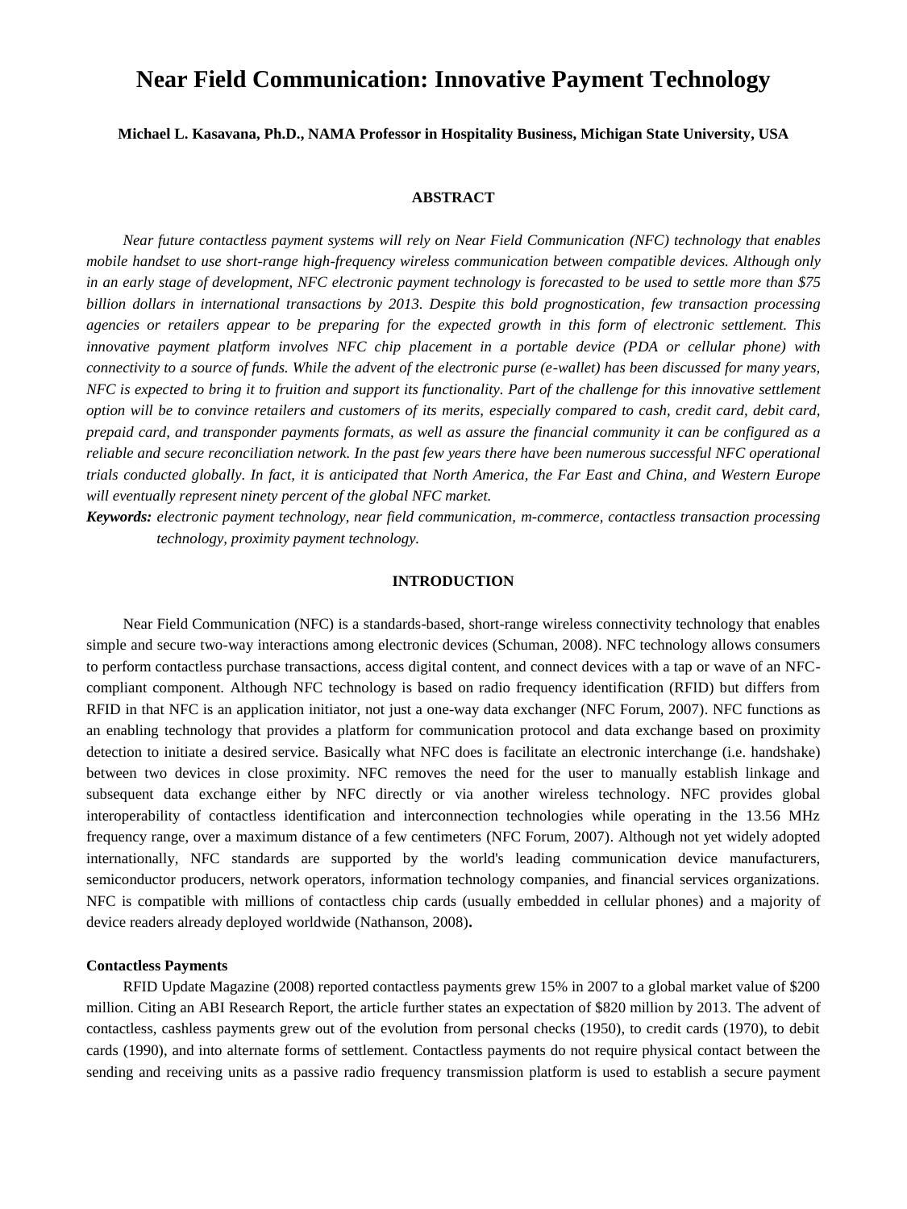# Near Field Communication: Innovative Payment Technology

**Michael L. Kasavana, Ph.D., NAMA Professor in Hospitality Business, Michigan State University, USA**

## ABSTRACT

*Near future contactless payment systems will rely on Near Field Communication (NFC) technology that enables mobile handset to use short-range high-frequency wireless communication between compatible devices. Although only in an early stage of development, NFC electronic payment technology is forecasted to be used to settle more than $75 billion dollars in international transactions by 2013. Despite this bold prognostication, few transaction processing agencies or retailers appear to be preparing for the expected growth in this form of electronic settlement. This innovative payment platform involves NFC chip placement in a portable device (PDA or cellular phone) with connectivity to a source of funds. While the advent of the electronic purse (e-wallet) has been discussed for many years, NFC is expected to bring it to fruition and support its functionality. Part of the challenge for this innovative settlement option will be to convince retailers and customers of its merits, especially compared to cash, credit card, debit card, prepaid card, and transponder payments formats, as well as assure the financial community it can be configured as a reliable and secure reconciliation network. In the past few years there have been numerous successful NFC operational trials conducted globally. In fact, it is anticipated that North America, the Far East and China, and Western Europe will eventually represent ninety percent of the global NFC market.*

***Keywords:*** *electronic payment technology, near field communication, m-commerce, contactless transaction processing technology, proximity payment technology.*

## INTRODUCTION

Near Field Communication (NFC) is a standards-based, short-range wireless connectivity technology that enables simple and secure two-way interactions among electronic devices (Schuman, 2008). NFC technology allows consumers to perform contactless purchase transactions, access digital content, and connect devices with a tap or wave of an NFC-compliant component. Although NFC technology is based on radio frequency identification (RFID) but differs from RFID in that NFC is an application initiator, not just a one-way data exchanger (NFC Forum, 2007). NFC functions as an enabling technology that provides a platform for communication protocol and data exchange based on proximity detection to initiate a desired service. Basically what NFC does is facilitate an electronic interchange (i.e. handshake) between two devices in close proximity. NFC removes the need for the user to manually establish linkage and subsequent data exchange either by NFC directly or via another wireless technology. NFC provides global interoperability of contactless identification and interconnection technologies while operating in the 13.56 MHz frequency range, over a maximum distance of a few centimeters (NFC Forum, 2007). Although not yet widely adopted internationally, NFC standards are supported by the world's leading communication device manufacturers, semiconductor producers, network operators, information technology companies, and financial services organizations. NFC is compatible with millions of contactless chip cards (usually embedded in cellular phones) and a majority of device readers already deployed worldwide (Nathanson, 2008)**.**

### Contactless Payments

RFID Update Magazine (2008) reported contactless payments grew 15% in 2007 to a global market value of $200 million. Citing an ABI Research Report, the article further states an expectation of $820 million by 2013. The advent of contactless, cashless payments grew out of the evolution from personal checks (1950), to credit cards (1970), to debit cards (1990), and into alternate forms of settlement. Contactless payments do not require physical contact between the sending and receiving units as a passive radio frequency transmission platform is used to establish a secure payment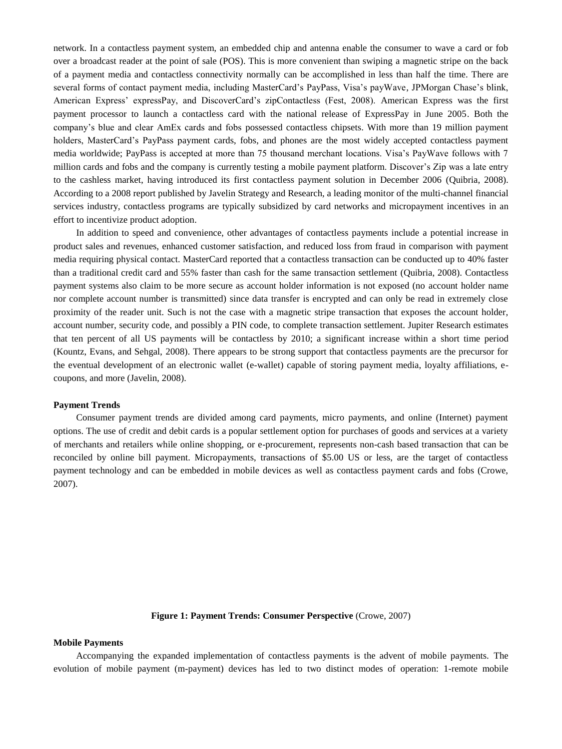network. In a contactless payment system, an embedded chip and antenna enable the consumer to wave a card or fob over a broadcast reader at the point of sale (POS). This is more convenient than swiping a magnetic stripe on the back of a payment media and contactless connectivity normally can be accomplished in less than half the time. There are several forms of contact payment media, including MasterCard's PayPass, Visa's payWave, JPMorgan Chase's blink, American Express' expressPay, and DiscoverCard's zipContactless (Fest, 2008). American Express was the first payment processor to launch a contactless card with the national release of ExpressPay in June 2005. Both the company's blue and clear AmEx cards and fobs possessed contactless chipsets. With more than 19 million payment holders, MasterCard's PayPass payment cards, fobs, and phones are the most widely accepted contactless payment media worldwide; PayPass is accepted at more than 75 thousand merchant locations. Visa's PayWave follows with 7 million cards and fobs and the company is currently testing a mobile payment platform. Discover's Zip was a late entry to the cashless market, having introduced its first contactless payment solution in December 2006 (Quibria, 2008). According to a 2008 report published by Javelin Strategy and Research, a leading monitor of the multi-channel financial services industry, contactless programs are typically subsidized by card networks and micropayment incentives in an effort to incentivize product adoption.

In addition to speed and convenience, other advantages of contactless payments include a potential increase in product sales and revenues, enhanced customer satisfaction, and reduced loss from fraud in comparison with payment media requiring physical contact. MasterCard reported that a contactless transaction can be conducted up to 40% faster than a traditional credit card and 55% faster than cash for the same transaction settlement (Quibria, 2008). Contactless payment systems also claim to be more secure as account holder information is not exposed (no account holder name nor complete account number is transmitted) since data transfer is encrypted and can only be read in extremely close proximity of the reader unit. Such is not the case with a magnetic stripe transaction that exposes the account holder, account number, security code, and possibly a PIN code, to complete transaction settlement. Jupiter Research estimates that ten percent of all US payments will be contactless by 2010; a significant increase within a short time period (Kountz, Evans, and Sehgal, 2008). There appears to be strong support that contactless payments are the precursor for the eventual development of an electronic wallet (e-wallet) capable of storing payment media, loyalty affiliations, e-coupons, and more (Javelin, 2008).

**Payment Trends**

Consumer payment trends are divided among card payments, micro payments, and online (Internet) payment options. The use of credit and debit cards is a popular settlement option for purchases of goods and services at a variety of merchants and retailers while online shopping, or e-procurement, represents non-cash based transaction that can be reconciled by online bill payment. Micropayments, transactions of $5.00 US or less, are the target of contactless payment technology and can be embedded in mobile devices as well as contactless payment cards and fobs (Crowe, 2007).

**Figure 1: Payment Trends: Consumer Perspective** (Crowe, 2007)

**Mobile Payments**

Accompanying the expanded implementation of contactless payments is the advent of mobile payments. The evolution of mobile payment (m-payment) devices has led to two distinct modes of operation: 1-remote mobile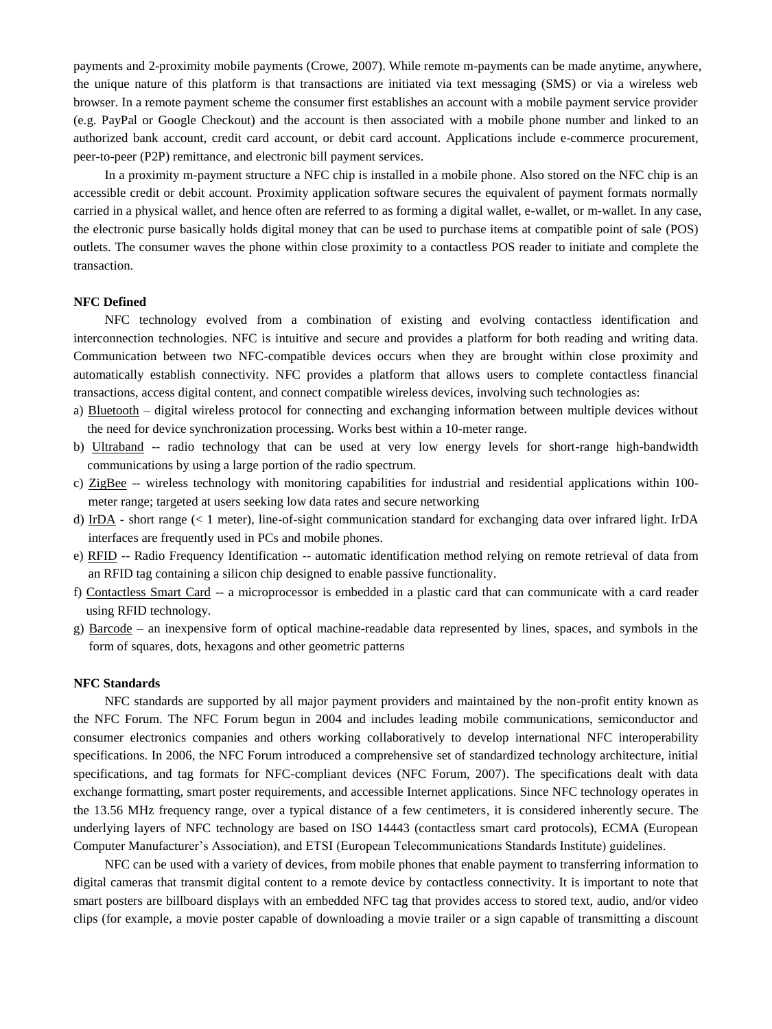payments and 2-proximity mobile payments (Crowe, 2007). While remote m-payments can be made anytime, anywhere, the unique nature of this platform is that transactions are initiated via text messaging (SMS) or via a wireless web browser. In a remote payment scheme the consumer first establishes an account with a mobile payment service provider (e.g. PayPal or Google Checkout) and the account is then associated with a mobile phone number and linked to an authorized bank account, credit card account, or debit card account. Applications include e-commerce procurement, peer-to-peer (P2P) remittance, and electronic bill payment services.

In a proximity m-payment structure a NFC chip is installed in a mobile phone. Also stored on the NFC chip is an accessible credit or debit account. Proximity application software secures the equivalent of payment formats normally carried in a physical wallet, and hence often are referred to as forming a digital wallet, e-wallet, or m-wallet. In any case, the electronic purse basically holds digital money that can be used to purchase items at compatible point of sale (POS) outlets. The consumer waves the phone within close proximity to a contactless POS reader to initiate and complete the transaction.

**NFC Defined**

NFC technology evolved from a combination of existing and evolving contactless identification and interconnection technologies. NFC is intuitive and secure and provides a platform for both reading and writing data. Communication between two NFC-compatible devices occurs when they are brought within close proximity and automatically establish connectivity. NFC provides a platform that allows users to complete contactless financial transactions, access digital content, and connect compatible wireless devices, involving such technologies as:

a) Bluetooth – digital wireless protocol for connecting and exchanging information between multiple devices without the need for device synchronization processing. Works best within a 10-meter range.
b) Ultraband -- radio technology that can be used at very low energy levels for short-range high-bandwidth communications by using a large portion of the radio spectrum.
c) ZigBee -- wireless technology with monitoring capabilities for industrial and residential applications within 100-meter range; targeted at users seeking low data rates and secure networking
d) IrDA - short range (< 1 meter), line-of-sight communication standard for exchanging data over infrared light. IrDA interfaces are frequently used in PCs and mobile phones.
e) RFID -- Radio Frequency Identification -- automatic identification method relying on remote retrieval of data from an RFID tag containing a silicon chip designed to enable passive functionality.
f) Contactless Smart Card -- a microprocessor is embedded in a plastic card that can communicate with a card reader using RFID technology.
g) Barcode – an inexpensive form of optical machine-readable data represented by lines, spaces, and symbols in the form of squares, dots, hexagons and other geometric patterns

**NFC Standards**

NFC standards are supported by all major payment providers and maintained by the non-profit entity known as the NFC Forum. The NFC Forum begun in 2004 and includes leading mobile communications, semiconductor and consumer electronics companies and others working collaboratively to develop international NFC interoperability specifications. In 2006, the NFC Forum introduced a comprehensive set of standardized technology architecture, initial specifications, and tag formats for NFC-compliant devices (NFC Forum, 2007). The specifications dealt with data exchange formatting, smart poster requirements, and accessible Internet applications. Since NFC technology operates in the 13.56 MHz frequency range, over a typical distance of a few centimeters, it is considered inherently secure. The underlying layers of NFC technology are based on ISO 14443 (contactless smart card protocols), ECMA (European Computer Manufacturer's Association), and ETSI (European Telecommunications Standards Institute) guidelines.

NFC can be used with a variety of devices, from mobile phones that enable payment to transferring information to digital cameras that transmit digital content to a remote device by contactless connectivity. It is important to note that smart posters are billboard displays with an embedded NFC tag that provides access to stored text, audio, and/or video clips (for example, a movie poster capable of downloading a movie trailer or a sign capable of transmitting a discount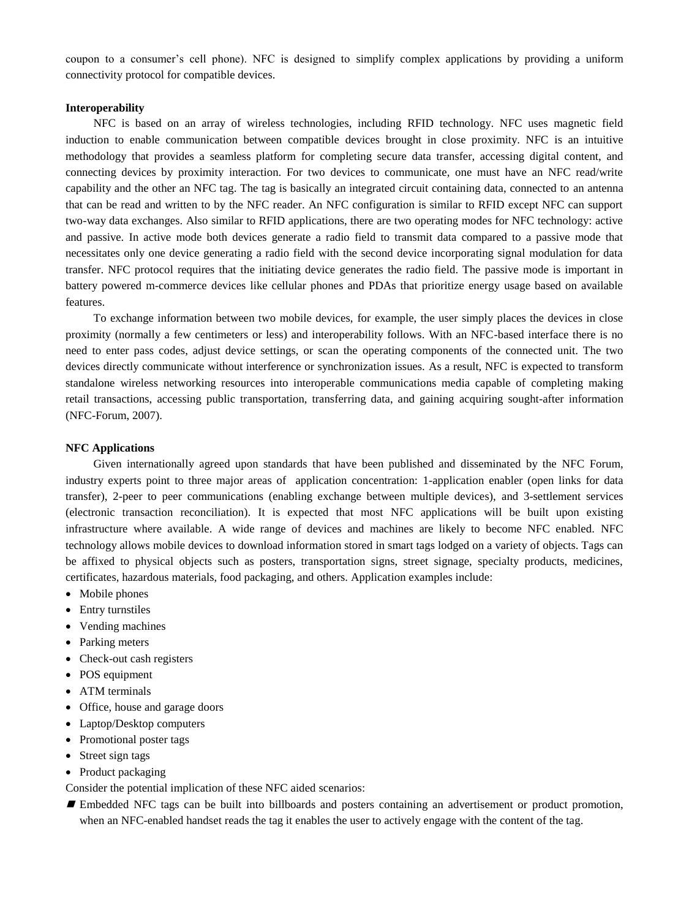coupon to a consumer's cell phone). NFC is designed to simplify complex applications by providing a uniform connectivity protocol for compatible devices.

**Interoperability**

NFC is based on an array of wireless technologies, including RFID technology. NFC uses magnetic field induction to enable communication between compatible devices brought in close proximity. NFC is an intuitive methodology that provides a seamless platform for completing secure data transfer, accessing digital content, and connecting devices by proximity interaction. For two devices to communicate, one must have an NFC read/write capability and the other an NFC tag. The tag is basically an integrated circuit containing data, connected to an antenna that can be read and written to by the NFC reader. An NFC configuration is similar to RFID except NFC can support two-way data exchanges. Also similar to RFID applications, there are two operating modes for NFC technology: active and passive. In active mode both devices generate a radio field to transmit data compared to a passive mode that necessitates only one device generating a radio field with the second device incorporating signal modulation for data transfer. NFC protocol requires that the initiating device generates the radio field. The passive mode is important in battery powered m-commerce devices like cellular phones and PDAs that prioritize energy usage based on available features.

To exchange information between two mobile devices, for example, the user simply places the devices in close proximity (normally a few centimeters or less) and interoperability follows. With an NFC-based interface there is no need to enter pass codes, adjust device settings, or scan the operating components of the connected unit. The two devices directly communicate without interference or synchronization issues. As a result, NFC is expected to transform standalone wireless networking resources into interoperable communications media capable of completing making retail transactions, accessing public transportation, transferring data, and gaining acquiring sought-after information (NFC-Forum, 2007).

**NFC Applications**

Given internationally agreed upon standards that have been published and disseminated by the NFC Forum, industry experts point to three major areas of application concentration: 1-application enabler (open links for data transfer), 2-peer to peer communications (enabling exchange between multiple devices), and 3-settlement services (electronic transaction reconciliation). It is expected that most NFC applications will be built upon existing infrastructure where available. A wide range of devices and machines are likely to become NFC enabled. NFC technology allows mobile devices to download information stored in smart tags lodged on a variety of objects. Tags can be affixed to physical objects such as posters, transportation signs, street signage, specialty products, medicines, certificates, hazardous materials, food packaging, and others. Application examples include:

- Mobile phones
- Entry turnstiles
- Vending machines
- Parking meters
- Check-out cash registers
- POS equipment
- ATM terminals
- Office, house and garage doors
- Laptop/Desktop computers
- Promotional poster tags
- Street sign tags
- Product packaging

Consider the potential implication of these NFC aided scenarios:

- Embedded NFC tags can be built into billboards and posters containing an advertisement or product promotion, when an NFC-enabled handset reads the tag it enables the user to actively engage with the content of the tag.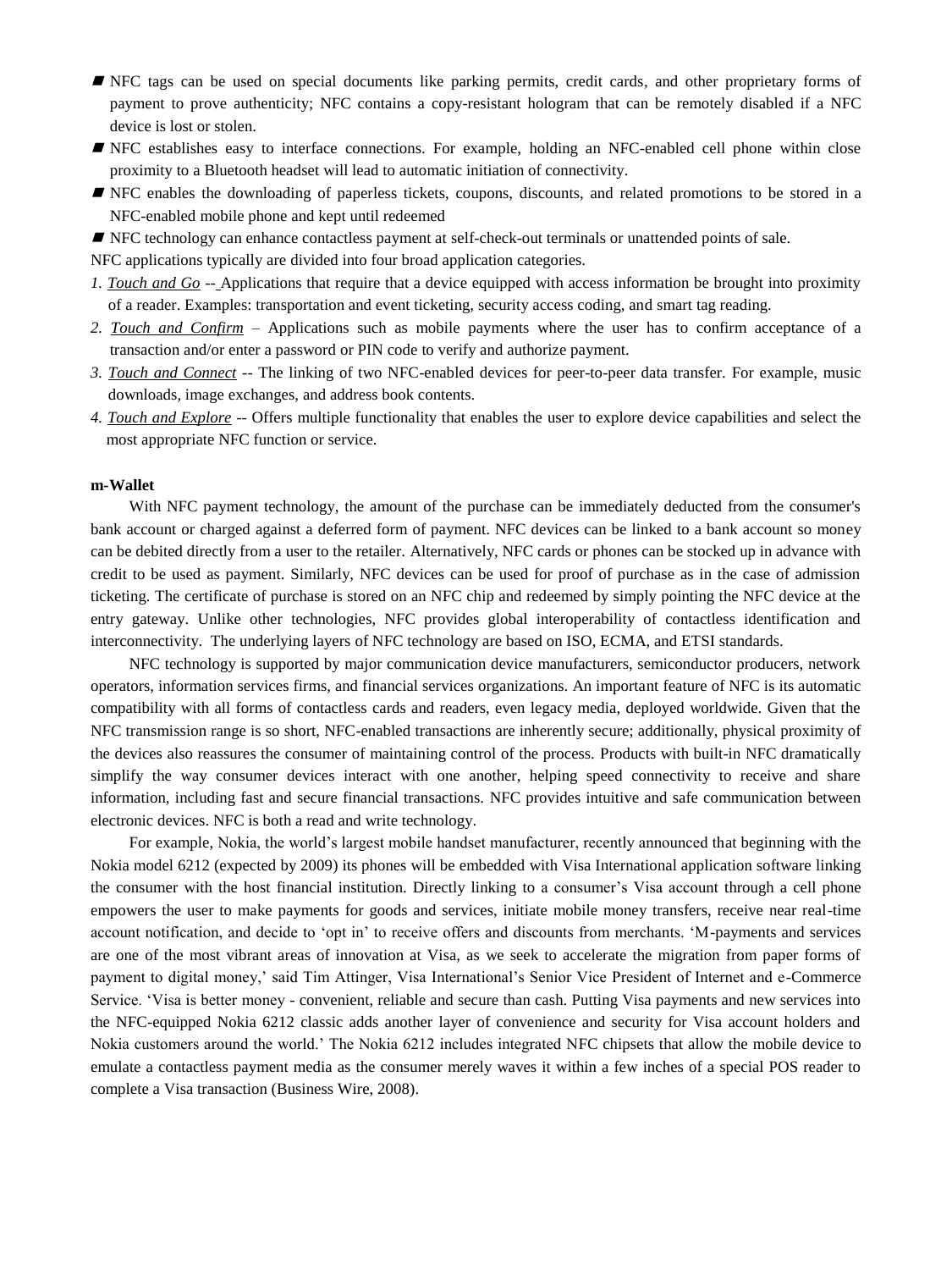- NFC tags can be used on special documents like parking permits, credit cards, and other proprietary forms of payment to prove authenticity; NFC contains a copy-resistant hologram that can be remotely disabled if a NFC device is lost or stolen.
- NFC establishes easy to interface connections. For example, holding an NFC-enabled cell phone within close proximity to a Bluetooth headset will lead to automatic initiation of connectivity.
- NFC enables the downloading of paperless tickets, coupons, discounts, and related promotions to be stored in a NFC-enabled mobile phone and kept until redeemed
- NFC technology can enhance contactless payment at self-check-out terminals or unattended points of sale.

NFC applications typically are divided into four broad application categories.

1. *Touch and Go* -- Applications that require that a device equipped with access information be brought into proximity of a reader. Examples: transportation and event ticketing, security access coding, and smart tag reading.
2. *Touch and Confirm* – Applications such as mobile payments where the user has to confirm acceptance of a transaction and/or enter a password or PIN code to verify and authorize payment.
3. *Touch and Connect* -- The linking of two NFC-enabled devices for peer-to-peer data transfer. For example, music downloads, image exchanges, and address book contents.
4. *Touch and Explore* -- Offers multiple functionality that enables the user to explore device capabilities and select the most appropriate NFC function or service.

**m-Wallet**

With NFC payment technology, the amount of the purchase can be immediately deducted from the consumer's bank account or charged against a deferred form of payment. NFC devices can be linked to a bank account so money can be debited directly from a user to the retailer. Alternatively, NFC cards or phones can be stocked up in advance with credit to be used as payment. Similarly, NFC devices can be used for proof of purchase as in the case of admission ticketing. The certificate of purchase is stored on an NFC chip and redeemed by simply pointing the NFC device at the entry gateway. Unlike other technologies, NFC provides global interoperability of contactless identification and interconnectivity. The underlying layers of NFC technology are based on ISO, ECMA, and ETSI standards.

NFC technology is supported by major communication device manufacturers, semiconductor producers, network operators, information services firms, and financial services organizations. An important feature of NFC is its automatic compatibility with all forms of contactless cards and readers, even legacy media, deployed worldwide. Given that the NFC transmission range is so short, NFC-enabled transactions are inherently secure; additionally, physical proximity of the devices also reassures the consumer of maintaining control of the process. Products with built-in NFC dramatically simplify the way consumer devices interact with one another, helping speed connectivity to receive and share information, including fast and secure financial transactions. NFC provides intuitive and safe communication between electronic devices. NFC is both a read and write technology.

For example, Nokia, the world's largest mobile handset manufacturer, recently announced that beginning with the Nokia model 6212 (expected by 2009) its phones will be embedded with Visa International application software linking the consumer with the host financial institution. Directly linking to a consumer's Visa account through a cell phone empowers the user to make payments for goods and services, initiate mobile money transfers, receive near real-time account notification, and decide to 'opt in' to receive offers and discounts from merchants. 'M-payments and services are one of the most vibrant areas of innovation at Visa, as we seek to accelerate the migration from paper forms of payment to digital money,' said Tim Attinger, Visa International's Senior Vice President of Internet and e-Commerce Service. 'Visa is better money - convenient, reliable and secure than cash. Putting Visa payments and new services into the NFC-equipped Nokia 6212 classic adds another layer of convenience and security for Visa account holders and Nokia customers around the world.' The Nokia 6212 includes integrated NFC chipsets that allow the mobile device to emulate a contactless payment media as the consumer merely waves it within a few inches of a special POS reader to complete a Visa transaction (Business Wire, 2008).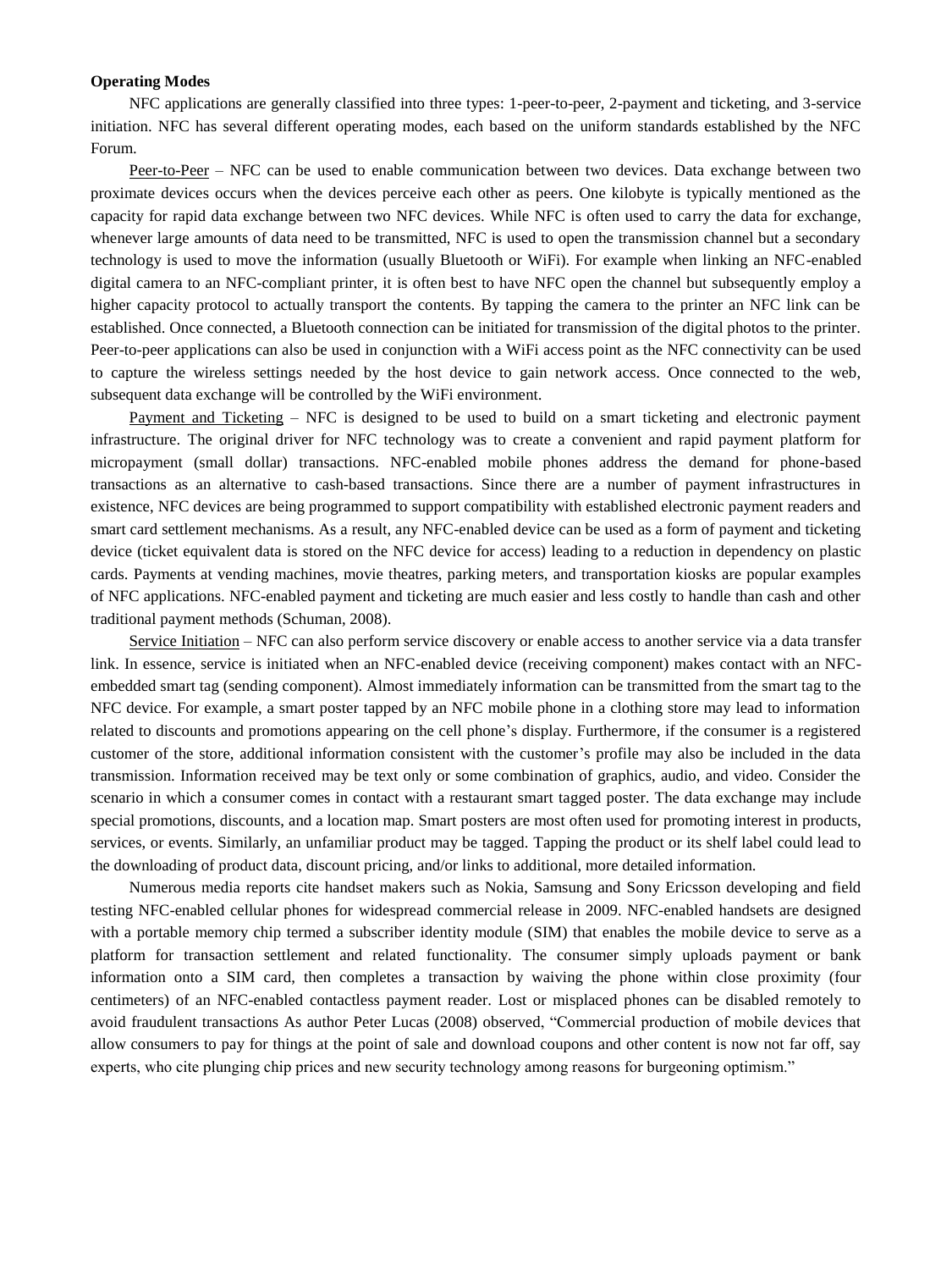**Operating Modes**

NFC applications are generally classified into three types: 1-peer-to-peer, 2-payment and ticketing, and 3-service initiation. NFC has several different operating modes, each based on the uniform standards established by the NFC Forum.

Peer-to-Peer – NFC can be used to enable communication between two devices. Data exchange between two proximate devices occurs when the devices perceive each other as peers. One kilobyte is typically mentioned as the capacity for rapid data exchange between two NFC devices. While NFC is often used to carry the data for exchange, whenever large amounts of data need to be transmitted, NFC is used to open the transmission channel but a secondary technology is used to move the information (usually Bluetooth or WiFi). For example when linking an NFC-enabled digital camera to an NFC-compliant printer, it is often best to have NFC open the channel but subsequently employ a higher capacity protocol to actually transport the contents. By tapping the camera to the printer an NFC link can be established. Once connected, a Bluetooth connection can be initiated for transmission of the digital photos to the printer. Peer-to-peer applications can also be used in conjunction with a WiFi access point as the NFC connectivity can be used to capture the wireless settings needed by the host device to gain network access. Once connected to the web, subsequent data exchange will be controlled by the WiFi environment.

Payment and Ticketing – NFC is designed to be used to build on a smart ticketing and electronic payment infrastructure. The original driver for NFC technology was to create a convenient and rapid payment platform for micropayment (small dollar) transactions. NFC-enabled mobile phones address the demand for phone-based transactions as an alternative to cash-based transactions. Since there are a number of payment infrastructures in existence, NFC devices are being programmed to support compatibility with established electronic payment readers and smart card settlement mechanisms. As a result, any NFC-enabled device can be used as a form of payment and ticketing device (ticket equivalent data is stored on the NFC device for access) leading to a reduction in dependency on plastic cards. Payments at vending machines, movie theatres, parking meters, and transportation kiosks are popular examples of NFC applications. NFC-enabled payment and ticketing are much easier and less costly to handle than cash and other traditional payment methods (Schuman, 2008).

Service Initiation – NFC can also perform service discovery or enable access to another service via a data transfer link. In essence, service is initiated when an NFC-enabled device (receiving component) makes contact with an NFC-embedded smart tag (sending component). Almost immediately information can be transmitted from the smart tag to the NFC device. For example, a smart poster tapped by an NFC mobile phone in a clothing store may lead to information related to discounts and promotions appearing on the cell phone's display. Furthermore, if the consumer is a registered customer of the store, additional information consistent with the customer's profile may also be included in the data transmission. Information received may be text only or some combination of graphics, audio, and video. Consider the scenario in which a consumer comes in contact with a restaurant smart tagged poster. The data exchange may include special promotions, discounts, and a location map. Smart posters are most often used for promoting interest in products, services, or events. Similarly, an unfamiliar product may be tagged. Tapping the product or its shelf label could lead to the downloading of product data, discount pricing, and/or links to additional, more detailed information.

Numerous media reports cite handset makers such as Nokia, Samsung and Sony Ericsson developing and field testing NFC-enabled cellular phones for widespread commercial release in 2009. NFC-enabled handsets are designed with a portable memory chip termed a subscriber identity module (SIM) that enables the mobile device to serve as a platform for transaction settlement and related functionality. The consumer simply uploads payment or bank information onto a SIM card, then completes a transaction by waiving the phone within close proximity (four centimeters) of an NFC-enabled contactless payment reader. Lost or misplaced phones can be disabled remotely to avoid fraudulent transactions As author Peter Lucas (2008) observed, "Commercial production of mobile devices that allow consumers to pay for things at the point of sale and download coupons and other content is now not far off, say experts, who cite plunging chip prices and new security technology among reasons for burgeoning optimism."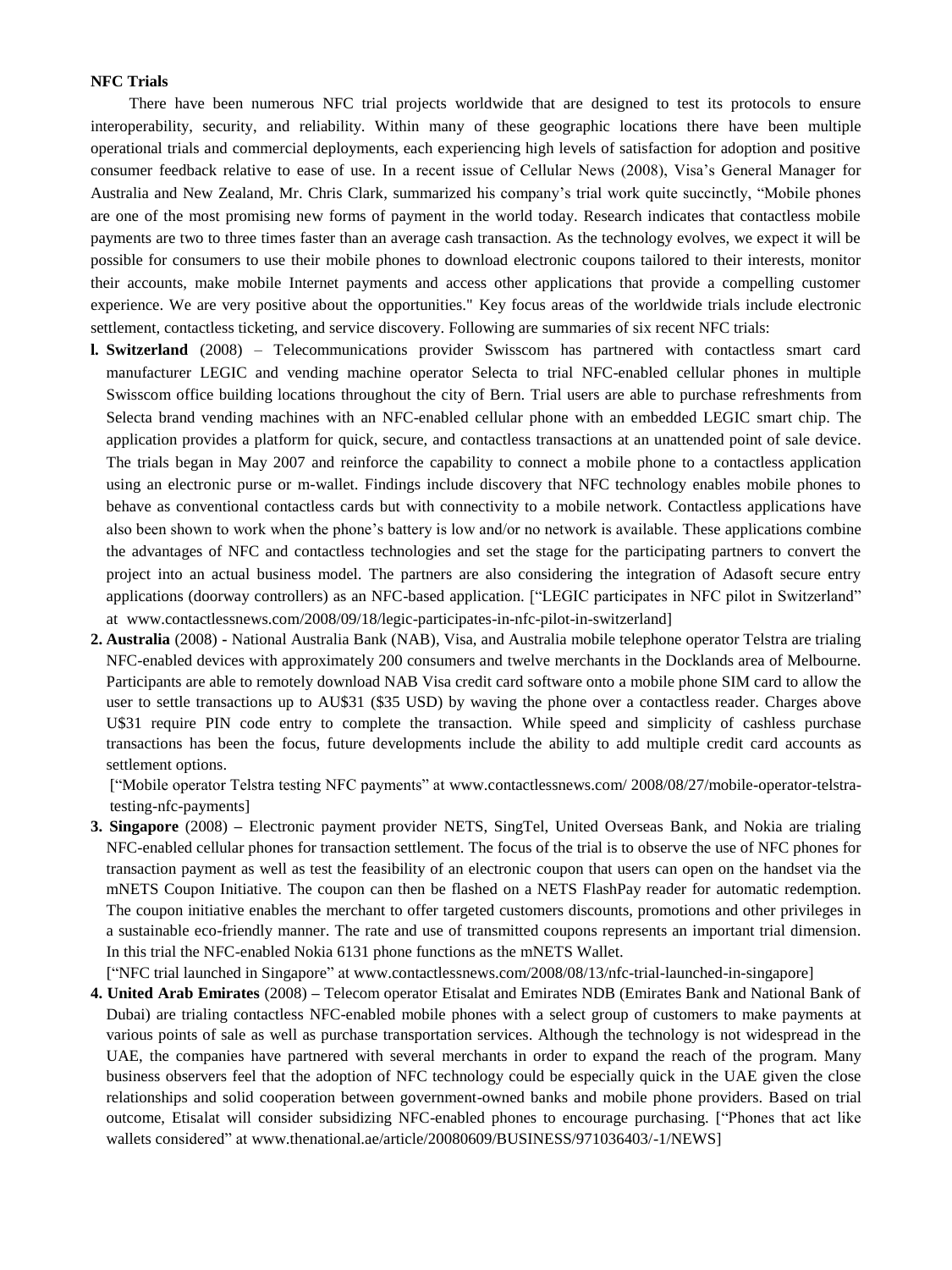**NFC Trials**

There have been numerous NFC trial projects worldwide that are designed to test its protocols to ensure interoperability, security, and reliability. Within many of these geographic locations there have been multiple operational trials and commercial deployments, each experiencing high levels of satisfaction for adoption and positive consumer feedback relative to ease of use. In a recent issue of Cellular News (2008), Visa's General Manager for Australia and New Zealand, Mr. Chris Clark, summarized his company's trial work quite succinctly, "Mobile phones are one of the most promising new forms of payment in the world today. Research indicates that contactless mobile payments are two to three times faster than an average cash transaction. As the technology evolves, we expect it will be possible for consumers to use their mobile phones to download electronic coupons tailored to their interests, monitor their accounts, make mobile Internet payments and access other applications that provide a compelling customer experience. We are very positive about the opportunities." Key focus areas of the worldwide trials include electronic settlement, contactless ticketing, and service discovery. Following are summaries of six recent NFC trials:

**l. Switzerland** (2008) – Telecommunications provider Swisscom has partnered with contactless smart card manufacturer LEGIC and vending machine operator Selecta to trial NFC-enabled cellular phones in multiple Swisscom office building locations throughout the city of Bern. Trial users are able to purchase refreshments from Selecta brand vending machines with an NFC-enabled cellular phone with an embedded LEGIC smart chip. The application provides a platform for quick, secure, and contactless transactions at an unattended point of sale device. The trials began in May 2007 and reinforce the capability to connect a mobile phone to a contactless application using an electronic purse or m-wallet. Findings include discovery that NFC technology enables mobile phones to behave as conventional contactless cards but with connectivity to a mobile network. Contactless applications have also been shown to work when the phone's battery is low and/or no network is available. These applications combine the advantages of NFC and contactless technologies and set the stage for the participating partners to convert the project into an actual business model. The partners are also considering the integration of Adasoft secure entry applications (doorway controllers) as an NFC-based application. ["LEGIC participates in NFC pilot in Switzerland" at www.contactlessnews.com/2008/09/18/legic-participates-in-nfc-pilot-in-switzerland]

**2. Australia** (2008) - National Australia Bank (NAB), Visa, and Australia mobile telephone operator Telstra are trialing NFC-enabled devices with approximately 200 consumers and twelve merchants in the Docklands area of Melbourne. Participants are able to remotely download NAB Visa credit card software onto a mobile phone SIM card to allow the user to settle transactions up to AU$31 ($35 USD) by waving the phone over a contactless reader. Charges above U$31 require PIN code entry to complete the transaction. While speed and simplicity of cashless purchase transactions has been the focus, future developments include the ability to add multiple credit card accounts as settlement options.

["Mobile operator Telstra testing NFC payments" at www.contactlessnews.com/ 2008/08/27/mobile-operator-telstra-testing-nfc-payments]

**3. Singapore** (2008) – Electronic payment provider NETS, SingTel, United Overseas Bank, and Nokia are trialing NFC-enabled cellular phones for transaction settlement. The focus of the trial is to observe the use of NFC phones for transaction payment as well as test the feasibility of an electronic coupon that users can open on the handset via the mNETS Coupon Initiative. The coupon can then be flashed on a NETS FlashPay reader for automatic redemption. The coupon initiative enables the merchant to offer targeted customers discounts, promotions and other privileges in a sustainable eco-friendly manner. The rate and use of transmitted coupons represents an important trial dimension. In this trial the NFC-enabled Nokia 6131 phone functions as the mNETS Wallet.

["NFC trial launched in Singapore" at www.contactlessnews.com/2008/08/13/nfc-trial-launched-in-singapore]

**4. United Arab Emirates** (2008) – Telecom operator Etisalat and Emirates NDB (Emirates Bank and National Bank of Dubai) are trialing contactless NFC-enabled mobile phones with a select group of customers to make payments at various points of sale as well as purchase transportation services. Although the technology is not widespread in the UAE, the companies have partnered with several merchants in order to expand the reach of the program. Many business observers feel that the adoption of NFC technology could be especially quick in the UAE given the close relationships and solid cooperation between government-owned banks and mobile phone providers. Based on trial outcome, Etisalat will consider subsidizing NFC-enabled phones to encourage purchasing. ["Phones that act like wallets considered" at www.thenational.ae/article/20080609/BUSINESS/971036403/-1/NEWS]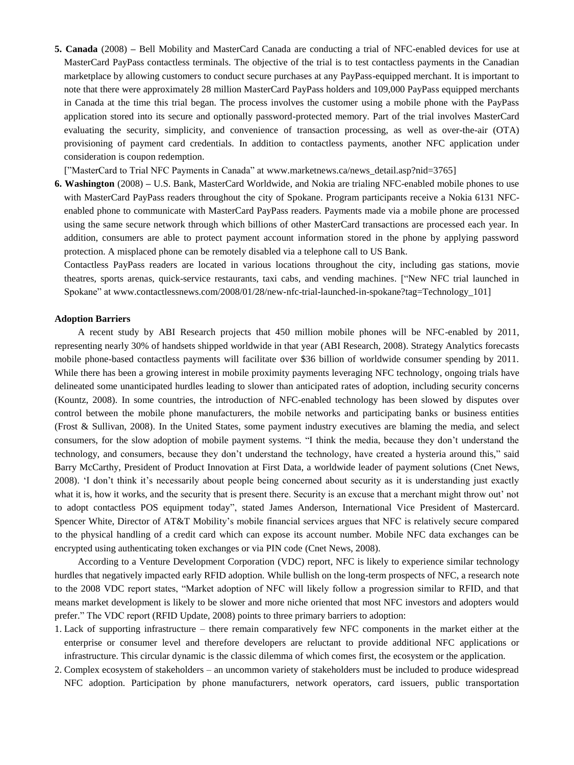**5. Canada** (2008) **–** Bell Mobility and MasterCard Canada are conducting a trial of NFC-enabled devices for use at MasterCard PayPass contactless terminals. The objective of the trial is to test contactless payments in the Canadian marketplace by allowing customers to conduct secure purchases at any PayPass-equipped merchant. It is important to note that there were approximately 28 million MasterCard PayPass holders and 109,000 PayPass equipped merchants in Canada at the time this trial began. The process involves the customer using a mobile phone with the PayPass application stored into its secure and optionally password-protected memory. Part of the trial involves MasterCard evaluating the security, simplicity, and convenience of transaction processing, as well as over-the-air (OTA) provisioning of payment card credentials. In addition to contactless payments, another NFC application under consideration is coupon redemption.

["MasterCard to Trial NFC Payments in Canada" at www.marketnews.ca/news_detail.asp?nid=3765]

**6. Washington** (2008) **–** U.S. Bank, MasterCard Worldwide, and Nokia are trialing NFC-enabled mobile phones to use with MasterCard PayPass readers throughout the city of Spokane. Program participants receive a Nokia 6131 NFC-enabled phone to communicate with MasterCard PayPass readers. Payments made via a mobile phone are processed using the same secure network through which billions of other MasterCard transactions are processed each year. In addition, consumers are able to protect payment account information stored in the phone by applying password protection. A misplaced phone can be remotely disabled via a telephone call to US Bank.

Contactless PayPass readers are located in various locations throughout the city, including gas stations, movie theatres, sports arenas, quick-service restaurants, taxi cabs, and vending machines. ["New NFC trial launched in Spokane" at www.contactlessnews.com/2008/01/28/new-nfc-trial-launched-in-spokane?tag=Technology_101]

**Adoption Barriers**

A recent study by ABI Research projects that 450 million mobile phones will be NFC-enabled by 2011, representing nearly 30% of handsets shipped worldwide in that year (ABI Research, 2008). Strategy Analytics forecasts mobile phone-based contactless payments will facilitate over $36 billion of worldwide consumer spending by 2011. While there has been a growing interest in mobile proximity payments leveraging NFC technology, ongoing trials have delineated some unanticipated hurdles leading to slower than anticipated rates of adoption, including security concerns (Kountz, 2008). In some countries, the introduction of NFC-enabled technology has been slowed by disputes over control between the mobile phone manufacturers, the mobile networks and participating banks or business entities (Frost & Sullivan, 2008). In the United States, some payment industry executives are blaming the media, and select consumers, for the slow adoption of mobile payment systems. "I think the media, because they don't understand the technology, and consumers, because they don't understand the technology, have created a hysteria around this," said Barry McCarthy, President of Product Innovation at First Data, a worldwide leader of payment solutions (Cnet News, 2008). 'I don't think it's necessarily about people being concerned about security as it is understanding just exactly what it is, how it works, and the security that is present there. Security is an excuse that a merchant might throw out' not to adopt contactless POS equipment today", stated James Anderson, International Vice President of Mastercard. Spencer White, Director of AT&T Mobility's mobile financial services argues that NFC is relatively secure compared to the physical handling of a credit card which can expose its account number. Mobile NFC data exchanges can be encrypted using authenticating token exchanges or via PIN code (Cnet News, 2008).

According to a Venture Development Corporation (VDC) report, NFC is likely to experience similar technology hurdles that negatively impacted early RFID adoption. While bullish on the long-term prospects of NFC, a research note to the 2008 VDC report states, "Market adoption of NFC will likely follow a progression similar to RFID, and that means market development is likely to be slower and more niche oriented that most NFC investors and adopters would prefer." The VDC report (RFID Update, 2008) points to three primary barriers to adoption:

1. Lack of supporting infrastructure – there remain comparatively few NFC components in the market either at the enterprise or consumer level and therefore developers are reluctant to provide additional NFC applications or infrastructure. This circular dynamic is the classic dilemma of which comes first, the ecosystem or the application.
2. Complex ecosystem of stakeholders – an uncommon variety of stakeholders must be included to produce widespread NFC adoption. Participation by phone manufacturers, network operators, card issuers, public transportation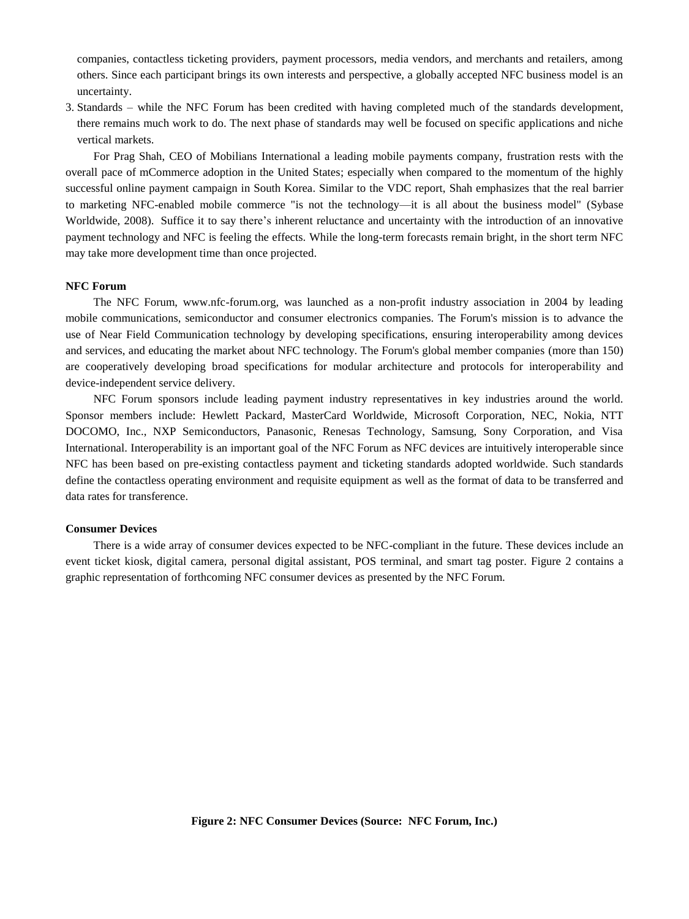companies, contactless ticketing providers, payment processors, media vendors, and merchants and retailers, among others. Since each participant brings its own interests and perspective, a globally accepted NFC business model is an uncertainty.

3. Standards – while the NFC Forum has been credited with having completed much of the standards development, there remains much work to do. The next phase of standards may well be focused on specific applications and niche vertical markets.

For Prag Shah, CEO of Mobilians International a leading mobile payments company, frustration rests with the overall pace of mCommerce adoption in the United States; especially when compared to the momentum of the highly successful online payment campaign in South Korea. Similar to the VDC report, Shah emphasizes that the real barrier to marketing NFC-enabled mobile commerce "is not the technology—it is all about the business model" (Sybase Worldwide, 2008). Suffice it to say there's inherent reluctance and uncertainty with the introduction of an innovative payment technology and NFC is feeling the effects. While the long-term forecasts remain bright, in the short term NFC may take more development time than once projected.

**NFC Forum**

The NFC Forum, www.nfc-forum.org, was launched as a non-profit industry association in 2004 by leading mobile communications, semiconductor and consumer electronics companies. The Forum's mission is to advance the use of Near Field Communication technology by developing specifications, ensuring interoperability among devices and services, and educating the market about NFC technology. The Forum's global member companies (more than 150) are cooperatively developing broad specifications for modular architecture and protocols for interoperability and device-independent service delivery.

NFC Forum sponsors include leading payment industry representatives in key industries around the world. Sponsor members include: Hewlett Packard, MasterCard Worldwide, Microsoft Corporation, NEC, Nokia, NTT DOCOMO, Inc., NXP Semiconductors, Panasonic, Renesas Technology, Samsung, Sony Corporation, and Visa International. Interoperability is an important goal of the NFC Forum as NFC devices are intuitively interoperable since NFC has been based on pre-existing contactless payment and ticketing standards adopted worldwide. Such standards define the contactless operating environment and requisite equipment as well as the format of data to be transferred and data rates for transference.

**Consumer Devices**

There is a wide array of consumer devices expected to be NFC-compliant in the future. These devices include an event ticket kiosk, digital camera, personal digital assistant, POS terminal, and smart tag poster. Figure 2 contains a graphic representation of forthcoming NFC consumer devices as presented by the NFC Forum.

**Figure 2: NFC Consumer Devices (Source: NFC Forum, Inc.)**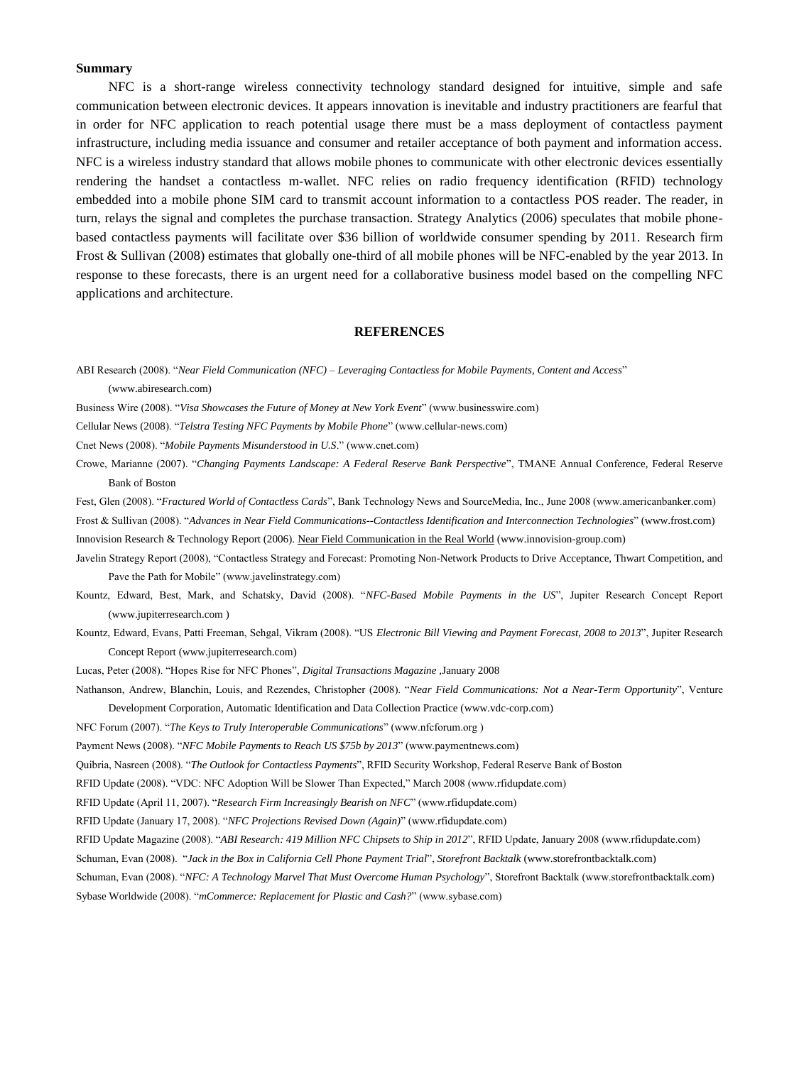**Summary**

NFC is a short-range wireless connectivity technology standard designed for intuitive, simple and safe communication between electronic devices. It appears innovation is inevitable and industry practitioners are fearful that in order for NFC application to reach potential usage there must be a mass deployment of contactless payment infrastructure, including media issuance and consumer and retailer acceptance of both payment and information access. NFC is a wireless industry standard that allows mobile phones to communicate with other electronic devices essentially rendering the handset a contactless m-wallet. NFC relies on radio frequency identification (RFID) technology embedded into a mobile phone SIM card to transmit account information to a contactless POS reader. The reader, in turn, relays the signal and completes the purchase transaction. Strategy Analytics (2006) speculates that mobile phone-based contactless payments will facilitate over $36 billion of worldwide consumer spending by 2011. Research firm Frost & Sullivan (2008) estimates that globally one-third of all mobile phones will be NFC-enabled by the year 2013. In response to these forecasts, there is an urgent need for a collaborative business model based on the compelling NFC applications and architecture.

## REFERENCES

ABI Research (2008). "*Near Field Communication (NFC) – Leveraging Contactless for Mobile Payments, Content and Access*" (www.abiresearch.com)

Business Wire (2008). "*Visa Showcases the Future of Money at New York Event*" (www.businesswire.com)

Cellular News (2008). "*Telstra Testing NFC Payments by Mobile Phone*" (www.cellular-news.com)

Cnet News (2008). "*Mobile Payments Misunderstood in U.S*." (www.cnet.com)

Crowe, Marianne (2007). "*Changing Payments Landscape: A Federal Reserve Bank Perspective*", TMANE Annual Conference, Federal Reserve Bank of Boston

Fest, Glen (2008). "*Fractured World of Contactless Cards*", Bank Technology News and SourceMedia, Inc., June 2008 (www.americanbanker.com)

Frost & Sullivan (2008). "*Advances in Near Field Communications--Contactless Identification and Interconnection Technologies*" (www.frost.com)

Innovision Research & Technology Report (2006). Near Field Communication in the Real World (www.innovision-group.com)

Javelin Strategy Report (2008), "Contactless Strategy and Forecast: Promoting Non-Network Products to Drive Acceptance, Thwart Competition, and Pave the Path for Mobile" (www.javelinstrategy.com)

Kountz, Edward, Best, Mark, and Schatsky, David (2008). "*NFC-Based Mobile Payments in the US*", Jupiter Research Concept Report (www.jupiterresearch.com )

Kountz, Edward, Evans, Patti Freeman, Sehgal, Vikram (2008). "US *Electronic Bill Viewing and Payment Forecast, 2008 to 2013*", Jupiter Research Concept Report (www.jupiterresearch.com)

Lucas, Peter (2008). "Hopes Rise for NFC Phones", *Digital Transactions Magazine* ,January 2008

Nathanson, Andrew, Blanchin, Louis, and Rezendes, Christopher (2008). "*Near Field Communications: Not a Near-Term Opportunity*", Venture Development Corporation, Automatic Identification and Data Collection Practice (www.vdc-corp.com)

NFC Forum (2007). "*The Keys to Truly Interoperable Communications*" (www.nfcforum.org )

Payment News (2008). "*NFC Mobile Payments to Reach US $75b by 2013*" (www.paymentnews.com)

Quibria, Nasreen (2008). "*The Outlook for Contactless Payments*", RFID Security Workshop, Federal Reserve Bank of Boston

RFID Update (2008). "VDC: NFC Adoption Will be Slower Than Expected," March 2008 (www.rfidupdate.com)

RFID Update (April 11, 2007). "*Research Firm Increasingly Bearish on NFC*" (www.rfidupdate.com)

RFID Update (January 17, 2008). "*NFC Projections Revised Down (Again)*" (www.rfidupdate.com)

RFID Update Magazine (2008). "*ABI Research: 419 Million NFC Chipsets to Ship in 2012*", RFID Update, January 2008 (www.rfidupdate.com)

Schuman, Evan (2008). "*Jack in the Box in California Cell Phone Payment Trial*", *Storefront Backtalk* (www.storefrontbacktalk.com)

Schuman, Evan (2008). "*NFC: A Technology Marvel That Must Overcome Human Psychology*", Storefront Backtalk (www.storefrontbacktalk.com)

Sybase Worldwide (2008). "*mCommerce: Replacement for Plastic and Cash?*" (www.sybase.com)